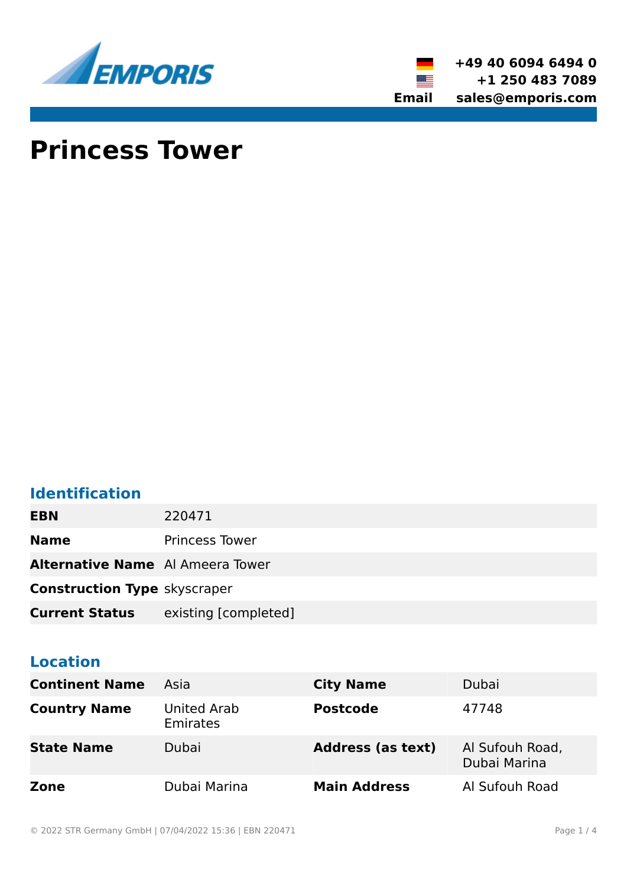EMPORIS

+49 40 6094 6494 0
+1 250 483 7089
**Email** sales@emporis.com

# Princess Tower

## Identification

| | |
|---|---|
| **EBN** | 220471 |
| **Name** | Princess Tower |
| **Alternative Name** | Al Ameera Tower |
| **Construction Type** | skyscraper |
| **Current Status** | existing [completed] |

## Location

| | | | |
|---|---|---|---|
| **Continent Name** | Asia | **City Name** | Dubai |
| **Country Name** | United Arab Emirates | **Postcode** | 47748 |
| **State Name** | Dubai | **Address (as text)** | Al Sufouh Road, Dubai Marina |
| **Zone** | Dubai Marina | **Main Address** | Al Sufouh Road |

© 2022 STR Germany GmbH | 07/04/2022 15:36 | EBN 220471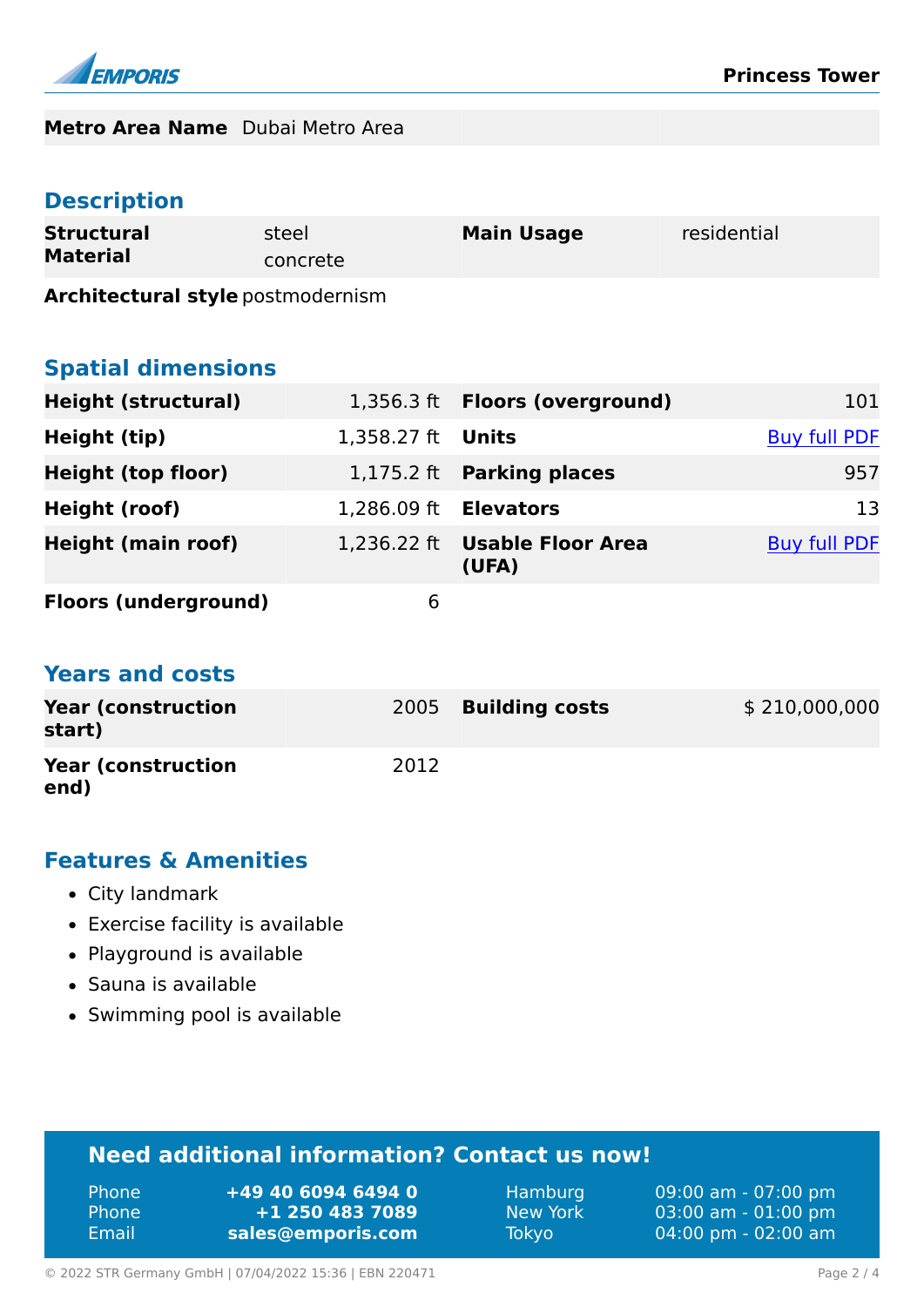| Metro Area Name | Dubai Metro Area |
|---|---|

## Description

| Structural Material | steel concrete | Main Usage | residential |
|---|---|---|---|
| Architectural style | postmodernism | | |

## Spatial dimensions

| Height (structural) | 1,356.3 ft | Floors (overground) | 101 |
|---|---|---|---|
| Height (tip) | 1,358.27 ft | Units | Buy full PDF |
| Height (top floor) | 1,175.2 ft | Parking places | 957 |
| Height (roof) | 1,286.09 ft | Elevators | 13 |
| Height (main roof) | 1,236.22 ft | Usable Floor Area (UFA) | Buy full PDF |
| Floors (underground) | 6 | | |

## Years and costs

| Year (construction start) | 2005 | Building costs | $ 210,000,000 |
|---|---|---|---|
| Year (construction end) | 2012 | | |

## Features & Amenities

- City landmark
- Exercise facility is available
- Playground is available
- Sauna is available
- Swimming pool is available

## Need additional information? Contact us now!

| | | | |
|---|---|---|---|
| Phone | +49 40 6094 6494 0 | Hamburg | 09:00 am - 07:00 pm |
| Phone | +1 250 483 7089 | New York | 03:00 am - 01:00 pm |
| Email | sales@emporis.com | Tokyo | 04:00 pm - 02:00 am |

© 2022 STR Germany GmbH | 07/04/2022 15:36 | EBN 220471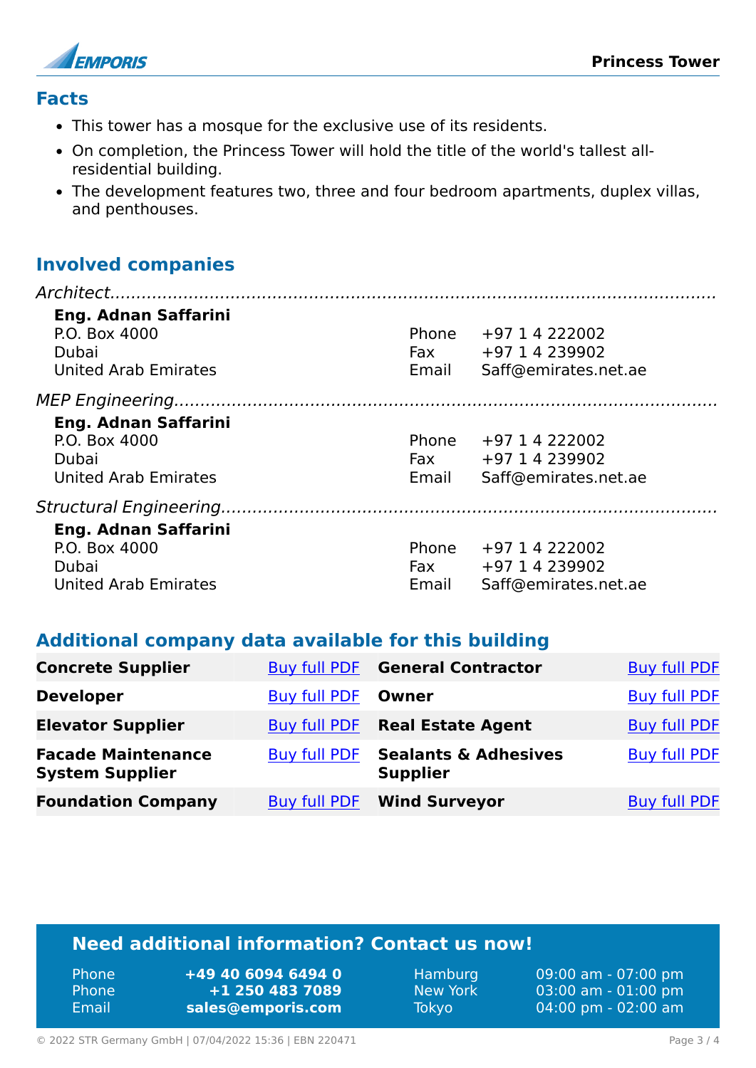## Facts

- This tower has a mosque for the exclusive use of its residents.
- On completion, the Princess Tower will hold the title of the world's tallest all-residential building.
- The development features two, three and four bedroom apartments, duplex villas, and penthouses.

## Involved companies

*Architect*

**Eng. Adnan Saffarini**
P.O. Box 4000
Dubai
United Arab Emirates

Phone +97 1 4 222002
Fax +97 1 4 239902
Email Saff@emirates.net.ae

*MEP Engineering*

**Eng. Adnan Saffarini**
P.O. Box 4000
Dubai
United Arab Emirates

Phone +97 1 4 222002
Fax +97 1 4 239902
Email Saff@emirates.net.ae

*Structural Engineering*

**Eng. Adnan Saffarini**
P.O. Box 4000
Dubai
United Arab Emirates

Phone +97 1 4 222002
Fax +97 1 4 239902
Email Saff@emirates.net.ae

## Additional company data available for this building

| | | | |
|---|---|---|---|
| **Concrete Supplier** | Buy full PDF | **General Contractor** | Buy full PDF |
| **Developer** | Buy full PDF | **Owner** | Buy full PDF |
| **Elevator Supplier** | Buy full PDF | **Real Estate Agent** | Buy full PDF |
| **Facade Maintenance System Supplier** | Buy full PDF | **Sealants & Adhesives Supplier** | Buy full PDF |
| **Foundation Company** | Buy full PDF | **Wind Surveyor** | Buy full PDF |

## Need additional information? Contact us now!

| | | | |
|---|---|---|---|
| Phone | **+49 40 6094 6494 0** | Hamburg | 09:00 am - 07:00 pm |
| Phone | **+1 250 483 7089** | New York | 03:00 am - 01:00 pm |
| Email | **sales@emporis.com** | Tokyo | 04:00 pm - 02:00 am |

© 2022 STR Germany GmbH | 07/04/2022 15:36 | EBN 220471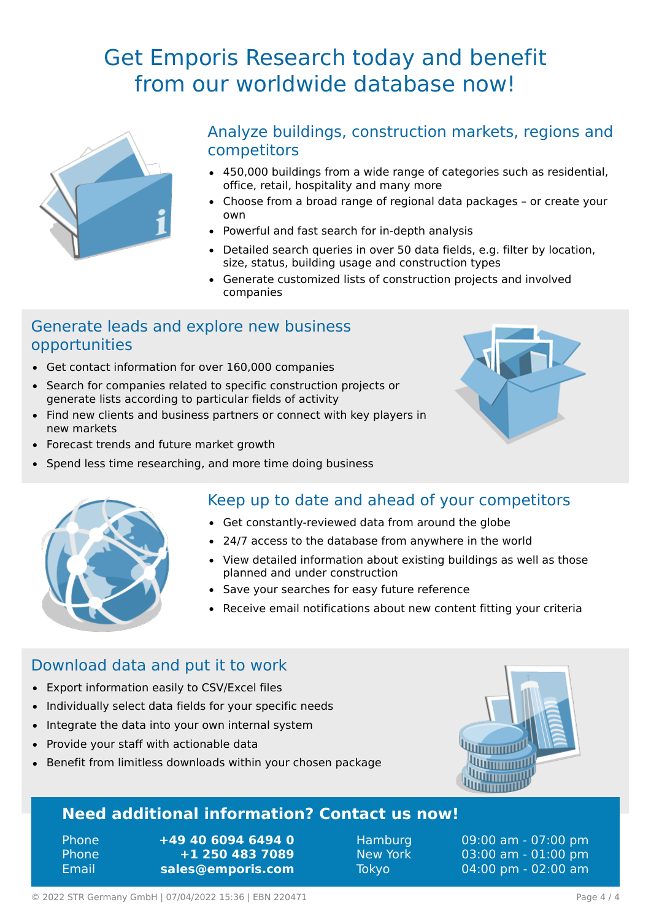# Get Emporis Research today and benefit from our worldwide database now!

## Analyze buildings, construction markets, regions and competitors

- 450,000 buildings from a wide range of categories such as residential, office, retail, hospitality and many more
- Choose from a broad range of regional data packages – or create your own
- Powerful and fast search for in-depth analysis
- Detailed search queries in over 50 data fields, e.g. filter by location, size, status, building usage and construction types
- Generate customized lists of construction projects and involved companies

## Generate leads and explore new business opportunities

- Get contact information for over 160,000 companies
- Search for companies related to specific construction projects or generate lists according to particular fields of activity
- Find new clients and business partners or connect with key players in new markets
- Forecast trends and future market growth
- Spend less time researching, and more time doing business

## Keep up to date and ahead of your competitors

- Get constantly-reviewed data from around the globe
- 24/7 access to the database from anywhere in the world
- View detailed information about existing buildings as well as those planned and under construction
- Save your searches for easy future reference
- Receive email notifications about new content fitting your criteria

## Download data and put it to work

- Export information easily to CSV/Excel files
- Individually select data fields for your specific needs
- Integrate the data into your own internal system
- Provide your staff with actionable data
- Benefit from limitless downloads within your chosen package

### Need additional information? Contact us now!

| | | | |
|---|---|---|---|
| Phone | **+49 40 6094 6494 0** | Hamburg | 09:00 am - 07:00 pm |
| Phone | **+1 250 483 7089** | New York | 03:00 am - 01:00 pm |
| Email | **sales@emporis.com** | Tokyo | 04:00 pm - 02:00 am |

© 2022 STR Germany GmbH | 07/04/2022 15:36 | EBN 220471